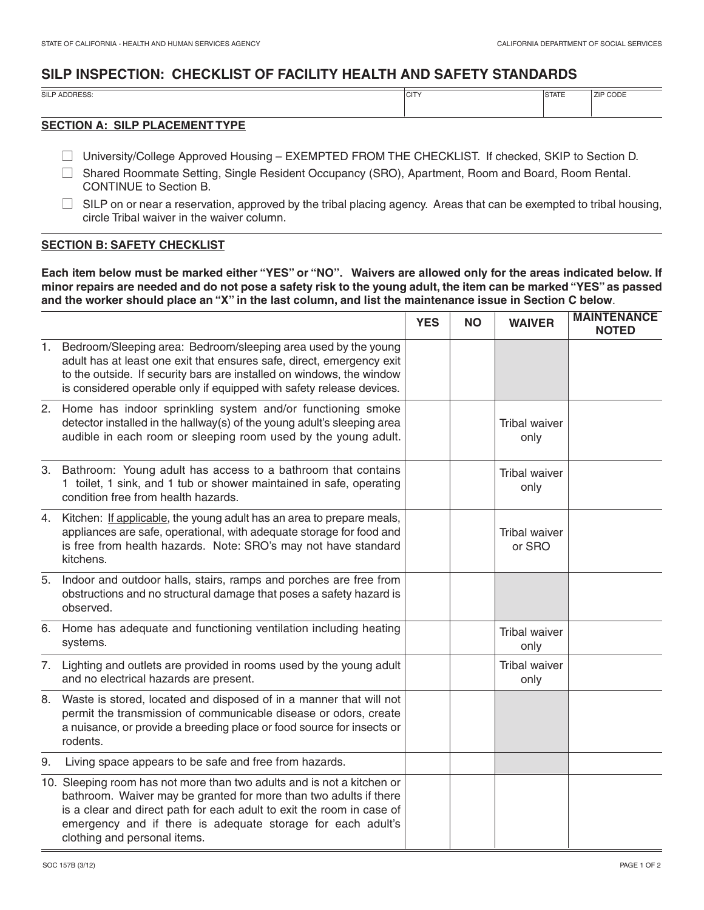STATE OF CALIFORNIA - HEALTH AND HUMAN SERVICES AGENCY

CALIFORNIA DEPARTMENT OF SOCIAL SERVICES

# SILP INSPECTION: CHECKLIST OF FACILITY HEALTH AND SAFETY STANDARDS

| SILP ADDRESS: | CITY | STATE | ZIP CODE |
|---|---|---|---|
| | | | |

## SECTION A: SILP PLACEMENT TYPE

☐ University/College Approved Housing – EXEMPTED FROM THE CHECKLIST. If checked, SKIP to Section D.

☐ Shared Roommate Setting, Single Resident Occupancy (SRO), Apartment, Room and Board, Room Rental. CONTINUE to Section B.

☐ SILP on or near a reservation, approved by the tribal placing agency. Areas that can be exempted to tribal housing, circle Tribal waiver in the waiver column.

## SECTION B: SAFETY CHECKLIST

**Each item below must be marked either "YES" or "NO". Waivers are allowed only for the areas indicated below. If minor repairs are needed and do not pose a safety risk to the young adult, the item can be marked "YES" as passed and the worker should place an "X" in the last column, and list the maintenance issue in Section C below.**

| | YES | NO | WAIVER | MAINTENANCE NOTED |
|---|---|---|---|---|
| 1. Bedroom/Sleeping area: Bedroom/sleeping area used by the young adult has at least one exit that ensures safe, direct, emergency exit to the outside. If security bars are installed on windows, the window is considered operable only if equipped with safety release devices. | | | | |
| 2. Home has indoor sprinkling system and/or functioning smoke detector installed in the hallway(s) of the young adult's sleeping area audible in each room or sleeping room used by the young adult. | | | Tribal waiver only | |
| 3. Bathroom: Young adult has access to a bathroom that contains 1 toilet, 1 sink, and 1 tub or shower maintained in safe, operating condition free from health hazards. | | | Tribal waiver only | |
| 4. Kitchen: If applicable, the young adult has an area to prepare meals, appliances are safe, operational, with adequate storage for food and is free from health hazards. Note: SRO's may not have standard kitchens. | | | Tribal waiver or SRO | |
| 5. Indoor and outdoor halls, stairs, ramps and porches are free from obstructions and no structural damage that poses a safety hazard is observed. | | | | |
| 6. Home has adequate and functioning ventilation including heating systems. | | | Tribal waiver only | |
| 7. Lighting and outlets are provided in rooms used by the young adult and no electrical hazards are present. | | | Tribal waiver only | |
| 8. Waste is stored, located and disposed of in a manner that will not permit the transmission of communicable disease or odors, create a nuisance, or provide a breeding place or food source for insects or rodents. | | | | |
| 9. Living space appears to be safe and free from hazards. | | | | |
| 10. Sleeping room has not more than two adults and is not a kitchen or bathroom. Waiver may be granted for more than two adults if there is a clear and direct path for each adult to exit the room in case of emergency and if there is adequate storage for each adult's clothing and personal items. | | | | |

SOC 157B (3/12)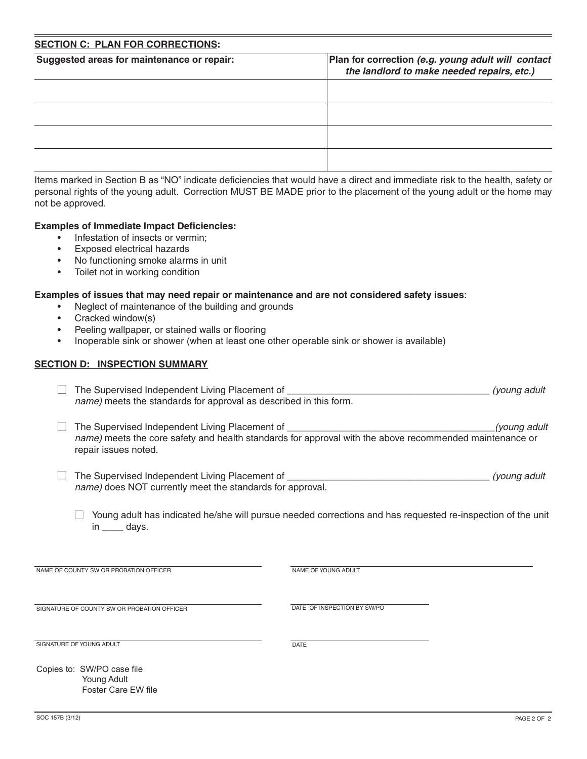## SECTION C: PLAN FOR CORRECTIONS:

| Suggested areas for maintenance or repair: | Plan for correction *(e.g. young adult will contact the landlord to make needed repairs, etc.)* |
|---|---|
| | |
| | |
| | |
| | |

Items marked in Section B as "NO" indicate deficiencies that would have a direct and immediate risk to the health, safety or personal rights of the young adult. Correction MUST BE MADE prior to the placement of the young adult or the home may not be approved.

**Examples of Immediate Impact Deficiencies:**

- Infestation of insects or vermin;
- Exposed electrical hazards
- No functioning smoke alarms in unit
- Toilet not in working condition

**Examples of issues that may need repair or maintenance and are not considered safety issues**:

- Neglect of maintenance of the building and grounds
- Cracked window(s)
- Peeling wallpaper, or stained walls or flooring
- Inoperable sink or shower (when at least one other operable sink or shower is available)

## SECTION D: INSPECTION SUMMARY

☐ The Supervised Independent Living Placement of ______________________________________ *(young adult name)* meets the standards for approval as described in this form.

☐ The Supervised Independent Living Placement of ______________________________________ *(young adult name)* meets the core safety and health standards for approval with the above recommended maintenance or repair issues noted.

☐ The Supervised Independent Living Placement of ______________________________________ *(young adult name)* does NOT currently meet the standards for approval.

☐ Young adult has indicated he/she will pursue needed corrections and has requested re-inspection of the unit in ____ days.

______________________________________
NAME OF COUNTY SW OR PROBATION OFFICER

______________________________________
NAME OF YOUNG ADULT

______________________________________
SIGNATURE OF COUNTY SW OR PROBATION OFFICER

______________________________________
DATE OF INSPECTION BY SW/PO

______________________________________
SIGNATURE OF YOUNG ADULT

______________________________________
DATE

Copies to: SW/PO case file
Young Adult
Foster Care EW file

SOC 157B (3/12)